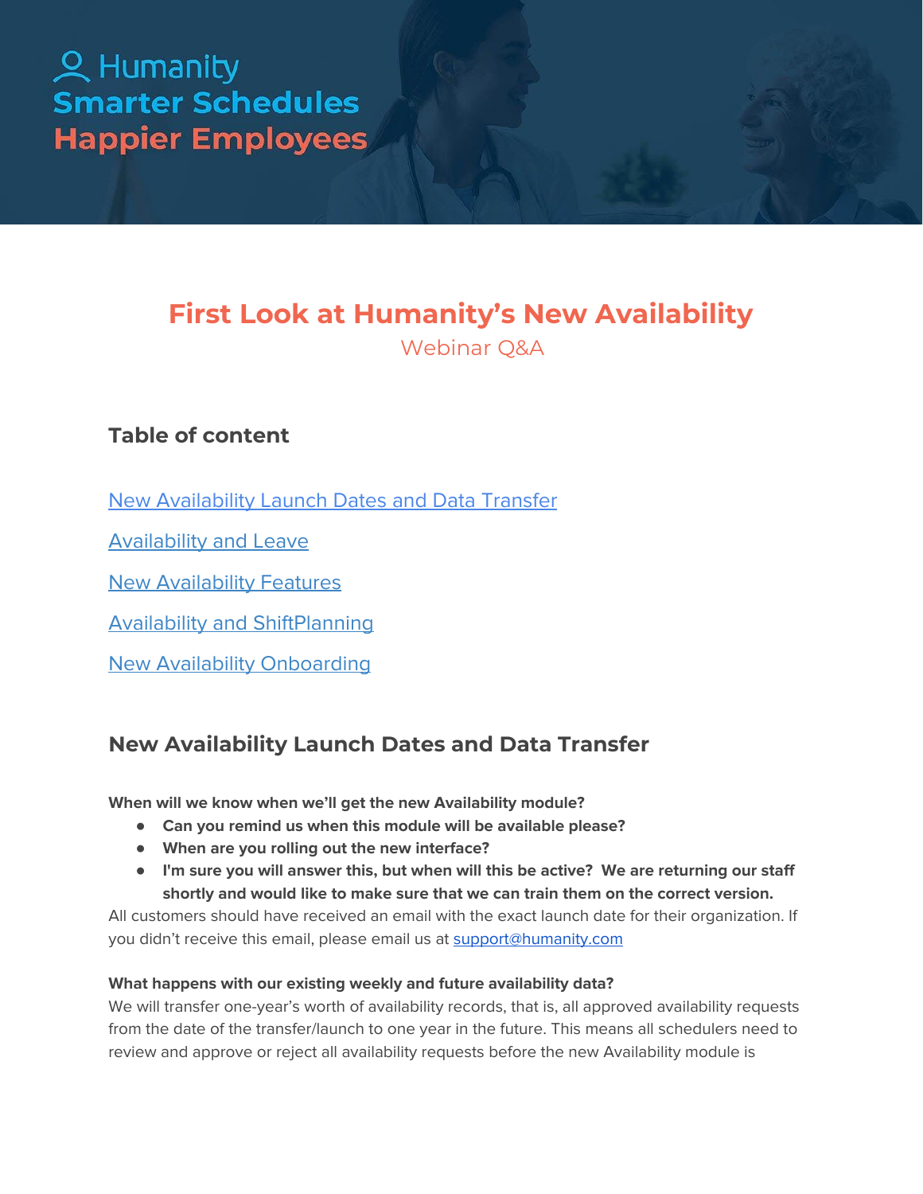Humanity
Smarter Schedules
Happier Employees

# First Look at Humanity's New Availability

Webinar Q&A

## Table of content

[New Availability Launch Dates and Data Transfer](#)

[Availability and Leave](#)

[New Availability Features](#)

[Availability and ShiftPlanning](#)

[New Availability Onboarding](#)

## New Availability Launch Dates and Data Transfer

**When will we know when we'll get the new Availability module?**

- **Can you remind us when this module will be available please?**
- **When are you rolling out the new interface?**
- **I'm sure you will answer this, but when will this be active? We are returning our staff shortly and would like to make sure that we can train them on the correct version.**

All customers should have received an email with the exact launch date for their organization. If you didn't receive this email, please email us at [support@humanity.com](mailto:support@humanity.com)

**What happens with our existing weekly and future availability data?**

We will transfer one-year's worth of availability records, that is, all approved availability requests from the date of the transfer/launch to one year in the future. This means all schedulers need to review and approve or reject all availability requests before the new Availability module is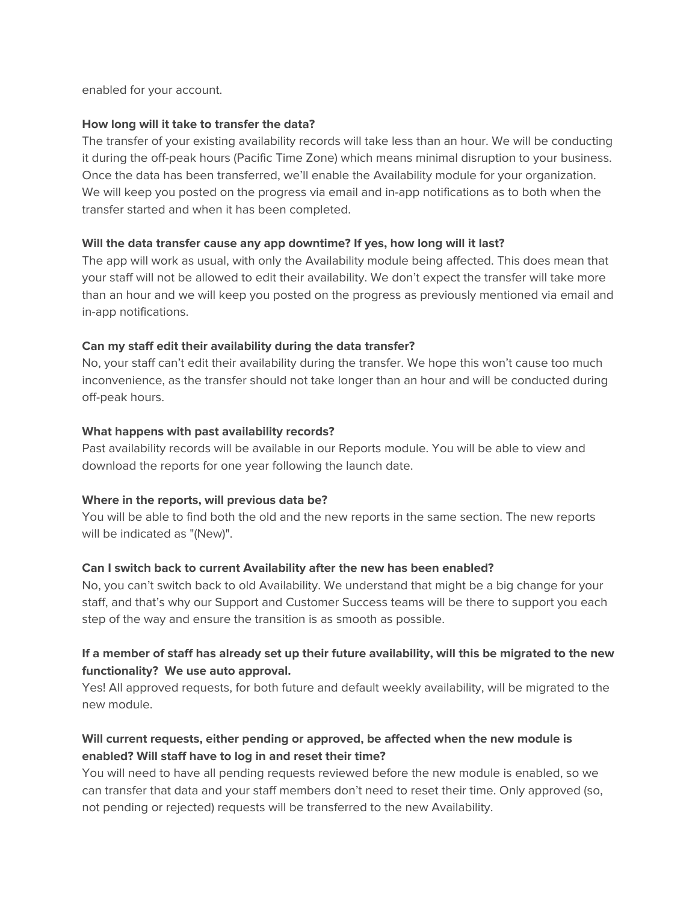enabled for your account.

**How long will it take to transfer the data?**

The transfer of your existing availability records will take less than an hour. We will be conducting it during the off-peak hours (Pacific Time Zone) which means minimal disruption to your business. Once the data has been transferred, we'll enable the Availability module for your organization. We will keep you posted on the progress via email and in-app notifications as to both when the transfer started and when it has been completed.

**Will the data transfer cause any app downtime? If yes, how long will it last?**

The app will work as usual, with only the Availability module being affected. This does mean that your staff will not be allowed to edit their availability. We don't expect the transfer will take more than an hour and we will keep you posted on the progress as previously mentioned via email and in-app notifications.

**Can my staff edit their availability during the data transfer?**

No, your staff can't edit their availability during the transfer. We hope this won't cause too much inconvenience, as the transfer should not take longer than an hour and will be conducted during off-peak hours.

**What happens with past availability records?**

Past availability records will be available in our Reports module. You will be able to view and download the reports for one year following the launch date.

**Where in the reports, will previous data be?**

You will be able to find both the old and the new reports in the same section. The new reports will be indicated as "(New)".

**Can I switch back to current Availability after the new has been enabled?**

No, you can't switch back to old Availability. We understand that might be a big change for your staff, and that's why our Support and Customer Success teams will be there to support you each step of the way and ensure the transition is as smooth as possible.

**If a member of staff has already set up their future availability, will this be migrated to the new functionality? We use auto approval.**

Yes! All approved requests, for both future and default weekly availability, will be migrated to the new module.

**Will current requests, either pending or approved, be affected when the new module is enabled? Will staff have to log in and reset their time?**

You will need to have all pending requests reviewed before the new module is enabled, so we can transfer that data and your staff members don't need to reset their time. Only approved (so, not pending or rejected) requests will be transferred to the new Availability.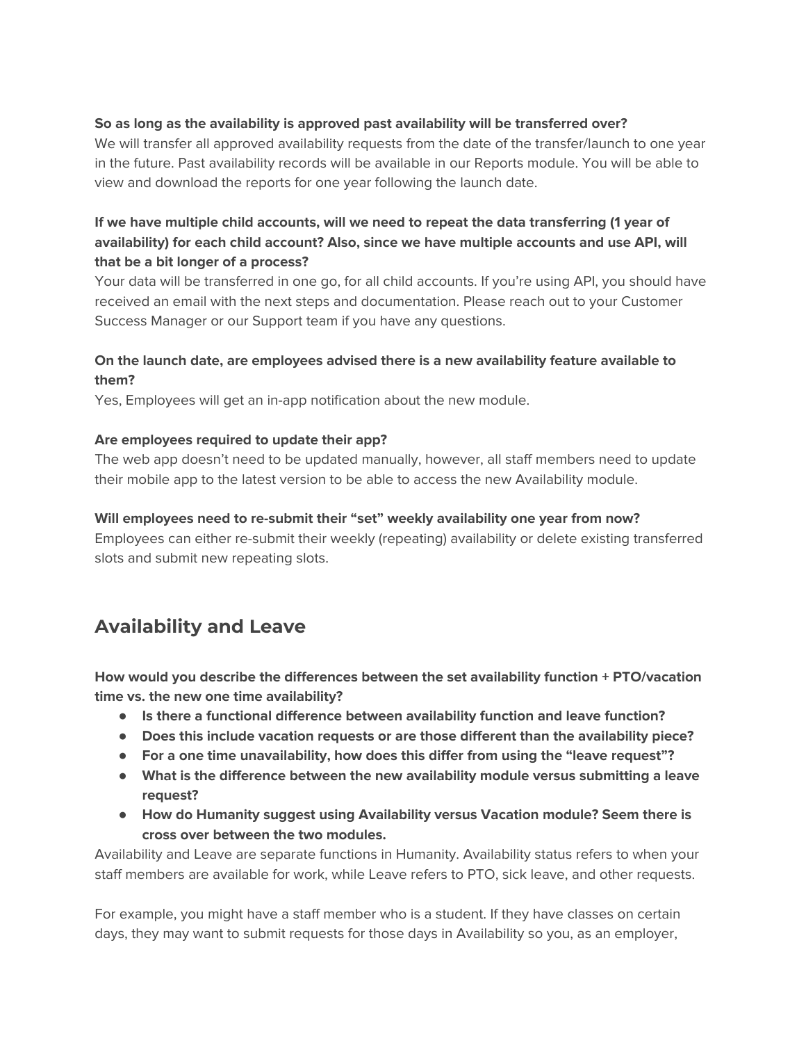**So as long as the availability is approved past availability will be transferred over?**

We will transfer all approved availability requests from the date of the transfer/launch to one year in the future. Past availability records will be available in our Reports module. You will be able to view and download the reports for one year following the launch date.

**If we have multiple child accounts, will we need to repeat the data transferring (1 year of availability) for each child account? Also, since we have multiple accounts and use API, will that be a bit longer of a process?**

Your data will be transferred in one go, for all child accounts. If you're using API, you should have received an email with the next steps and documentation. Please reach out to your Customer Success Manager or our Support team if you have any questions.

**On the launch date, are employees advised there is a new availability feature available to them?**

Yes, Employees will get an in-app notification about the new module.

**Are employees required to update their app?**

The web app doesn't need to be updated manually, however, all staff members need to update their mobile app to the latest version to be able to access the new Availability module.

**Will employees need to re-submit their "set" weekly availability one year from now?**

Employees can either re-submit their weekly (repeating) availability or delete existing transferred slots and submit new repeating slots.

## Availability and Leave

**How would you describe the differences between the set availability function + PTO/vacation time vs. the new one time availability?**

- **Is there a functional difference between availability function and leave function?**
- **Does this include vacation requests or are those different than the availability piece?**
- **For a one time unavailability, how does this differ from using the "leave request"?**
- **What is the difference between the new availability module versus submitting a leave request?**
- **How do Humanity suggest using Availability versus Vacation module? Seem there is cross over between the two modules.**

Availability and Leave are separate functions in Humanity. Availability status refers to when your staff members are available for work, while Leave refers to PTO, sick leave, and other requests.

For example, you might have a staff member who is a student. If they have classes on certain days, they may want to submit requests for those days in Availability so you, as an employer,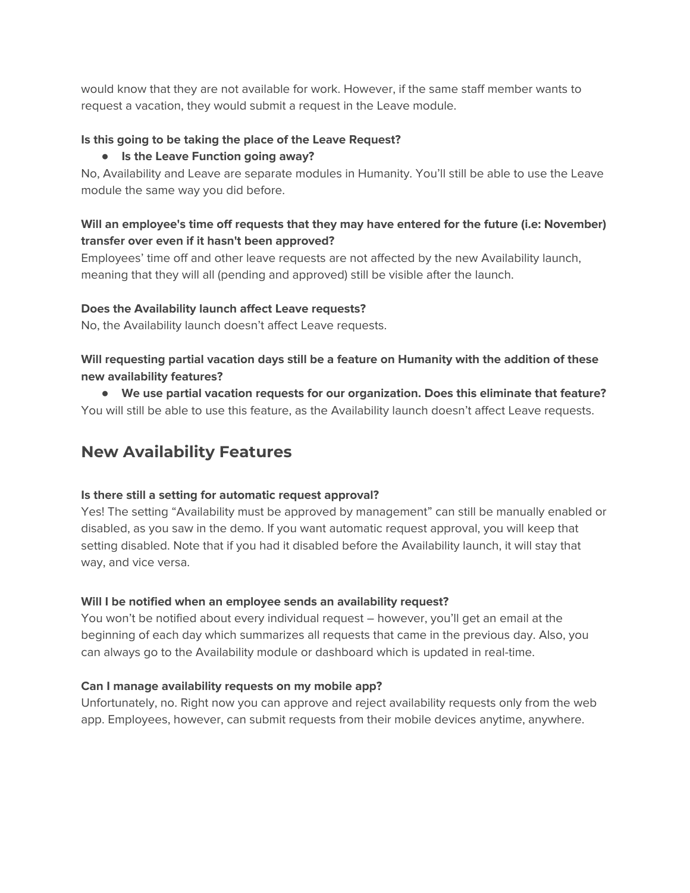would know that they are not available for work. However, if the same staff member wants to request a vacation, they would submit a request in the Leave module.

**Is this going to be taking the place of the Leave Request?**

- **Is the Leave Function going away?**

No, Availability and Leave are separate modules in Humanity. You'll still be able to use the Leave module the same way you did before.

**Will an employee's time off requests that they may have entered for the future (i.e: November) transfer over even if it hasn't been approved?**

Employees' time off and other leave requests are not affected by the new Availability launch, meaning that they will all (pending and approved) still be visible after the launch.

**Does the Availability launch affect Leave requests?**

No, the Availability launch doesn't affect Leave requests.

**Will requesting partial vacation days still be a feature on Humanity with the addition of these new availability features?**

- **We use partial vacation requests for our organization. Does this eliminate that feature?**

You will still be able to use this feature, as the Availability launch doesn't affect Leave requests.

## New Availability Features

**Is there still a setting for automatic request approval?**

Yes! The setting "Availability must be approved by management" can still be manually enabled or disabled, as you saw in the demo. If you want automatic request approval, you will keep that setting disabled. Note that if you had it disabled before the Availability launch, it will stay that way, and vice versa.

**Will I be notified when an employee sends an availability request?**

You won't be notified about every individual request – however, you'll get an email at the beginning of each day which summarizes all requests that came in the previous day. Also, you can always go to the Availability module or dashboard which is updated in real-time.

**Can I manage availability requests on my mobile app?**

Unfortunately, no. Right now you can approve and reject availability requests only from the web app. Employees, however, can submit requests from their mobile devices anytime, anywhere.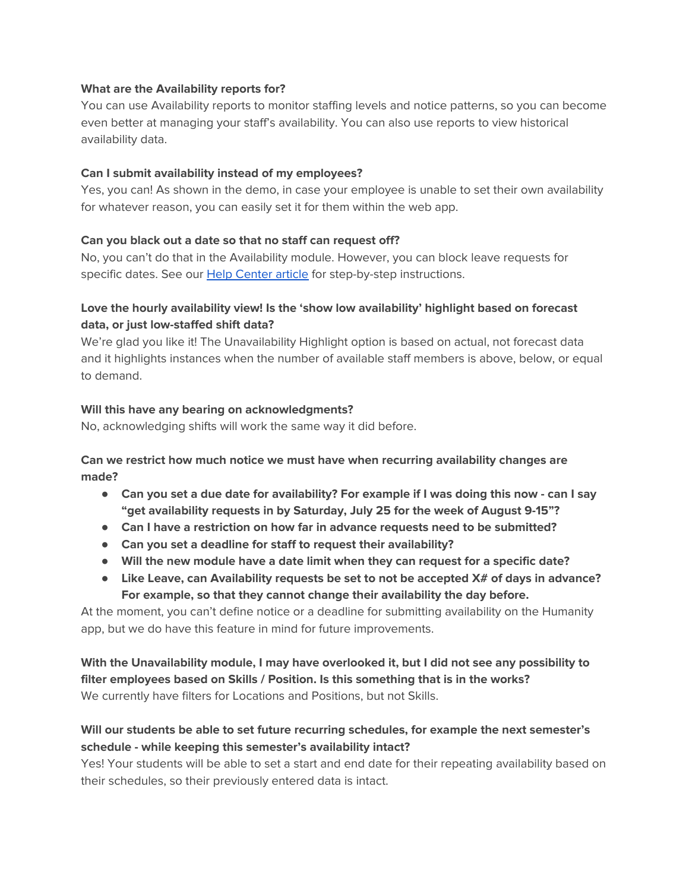**What are the Availability reports for?**

You can use Availability reports to monitor staffing levels and notice patterns, so you can become even better at managing your staff's availability. You can also use reports to view historical availability data.

**Can I submit availability instead of my employees?**

Yes, you can! As shown in the demo, in case your employee is unable to set their own availability for whatever reason, you can easily set it for them within the web app.

**Can you black out a date so that no staff can request off?**

No, you can't do that in the Availability module. However, you can block leave requests for specific dates. See our [Help Center article]() for step-by-step instructions.

**Love the hourly availability view! Is the 'show low availability' highlight based on forecast data, or just low-staffed shift data?**

We're glad you like it! The Unavailability Highlight option is based on actual, not forecast data and it highlights instances when the number of available staff members is above, below, or equal to demand.

**Will this have any bearing on acknowledgments?**

No, acknowledging shifts will work the same way it did before.

**Can we restrict how much notice we must have when recurring availability changes are made?**

- **Can you set a due date for availability? For example if I was doing this now - can I say "get availability requests in by Saturday, July 25 for the week of August 9-15"?**
- **Can I have a restriction on how far in advance requests need to be submitted?**
- **Can you set a deadline for staff to request their availability?**
- **Will the new module have a date limit when they can request for a specific date?**
- **Like Leave, can Availability requests be set to not be accepted X# of days in advance? For example, so that they cannot change their availability the day before.**

At the moment, you can't define notice or a deadline for submitting availability on the Humanity app, but we do have this feature in mind for future improvements.

**With the Unavailability module, I may have overlooked it, but I did not see any possibility to filter employees based on Skills / Position. Is this something that is in the works?**

We currently have filters for Locations and Positions, but not Skills.

**Will our students be able to set future recurring schedules, for example the next semester's schedule - while keeping this semester's availability intact?**

Yes! Your students will be able to set a start and end date for their repeating availability based on their schedules, so their previously entered data is intact.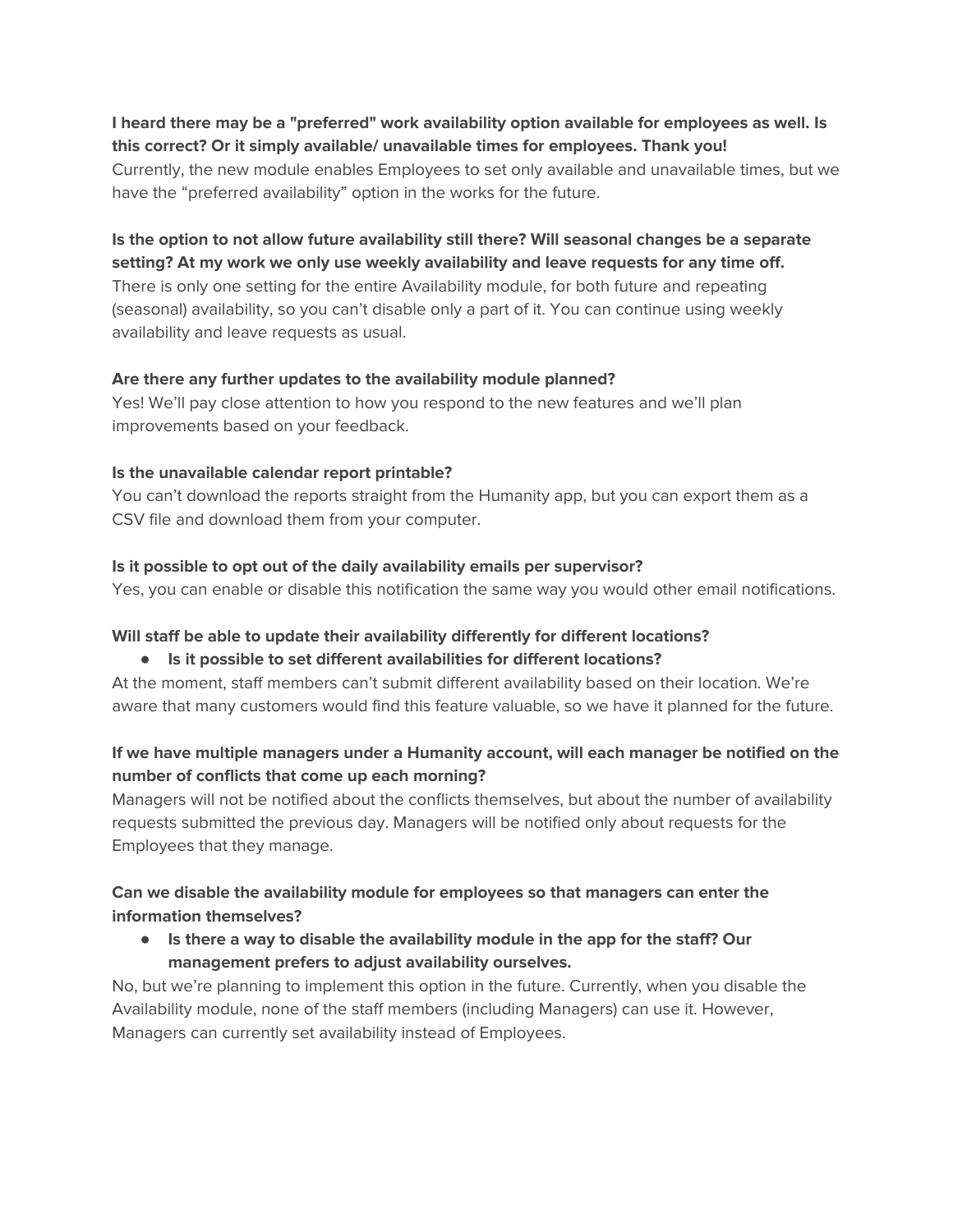**I heard there may be a "preferred" work availability option available for employees as well. Is this correct? Or it simply available/ unavailable times for employees. Thank you!**
Currently, the new module enables Employees to set only available and unavailable times, but we have the "preferred availability" option in the works for the future.

**Is the option to not allow future availability still there? Will seasonal changes be a separate setting? At my work we only use weekly availability and leave requests for any time off.**
There is only one setting for the entire Availability module, for both future and repeating (seasonal) availability, so you can't disable only a part of it. You can continue using weekly availability and leave requests as usual.

**Are there any further updates to the availability module planned?**
Yes! We'll pay close attention to how you respond to the new features and we'll plan improvements based on your feedback.

**Is the unavailable calendar report printable?**
You can't download the reports straight from the Humanity app, but you can export them as a CSV file and download them from your computer.

**Is it possible to opt out of the daily availability emails per supervisor?**
Yes, you can enable or disable this notification the same way you would other email notifications.

**Will staff be able to update their availability differently for different locations?**

- **Is it possible to set different availabilities for different locations?**

At the moment, staff members can't submit different availability based on their location. We're aware that many customers would find this feature valuable, so we have it planned for the future.

**If we have multiple managers under a Humanity account, will each manager be notified on the number of conflicts that come up each morning?**
Managers will not be notified about the conflicts themselves, but about the number of availability requests submitted the previous day. Managers will be notified only about requests for the Employees that they manage.

**Can we disable the availability module for employees so that managers can enter the information themselves?**

- **Is there a way to disable the availability module in the app for the staff? Our management prefers to adjust availability ourselves.**

No, but we're planning to implement this option in the future. Currently, when you disable the Availability module, none of the staff members (including Managers) can use it. However, Managers can currently set availability instead of Employees.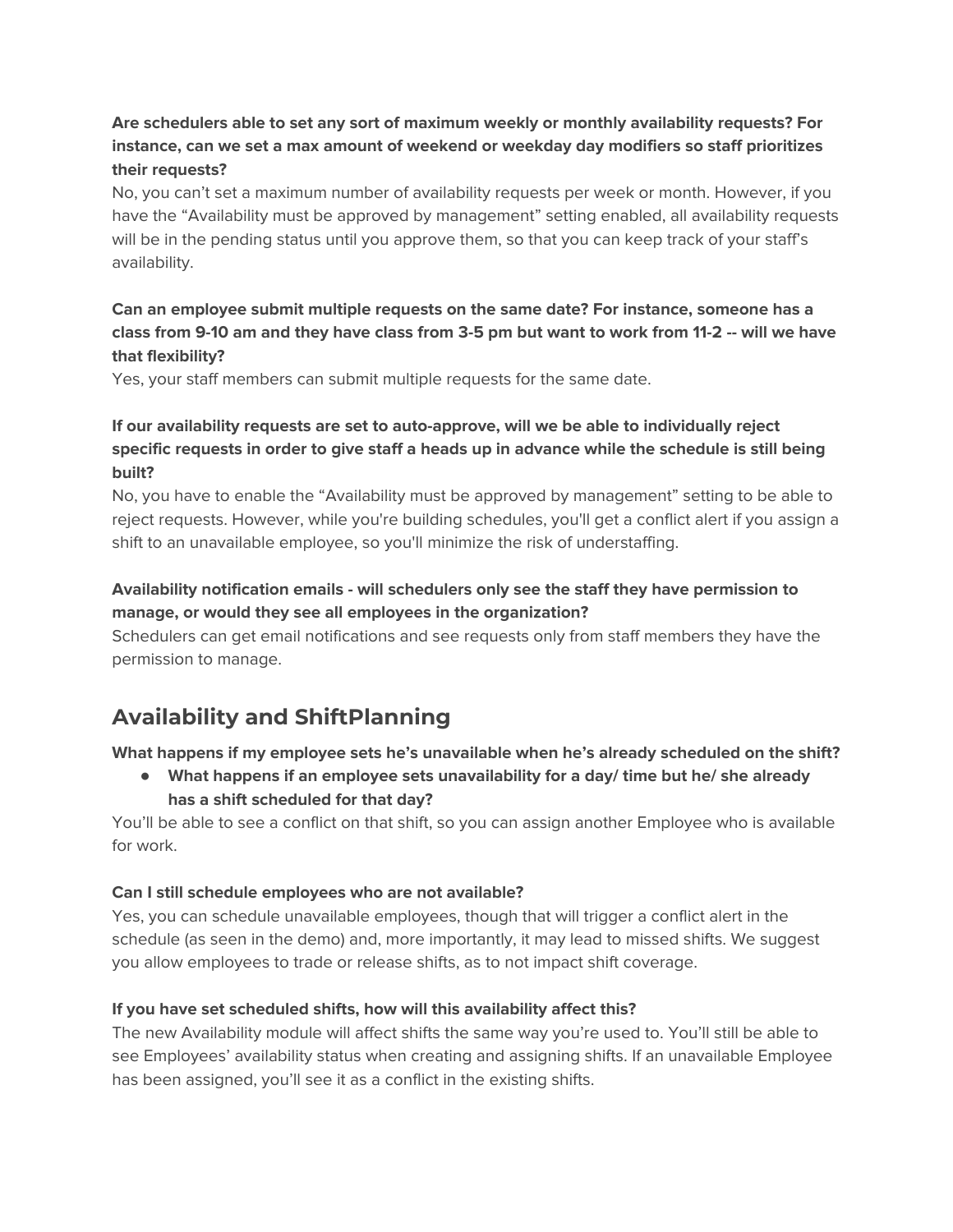**Are schedulers able to set any sort of maximum weekly or monthly availability requests? For instance, can we set a max amount of weekend or weekday day modifiers so staff prioritizes their requests?**

No, you can't set a maximum number of availability requests per week or month. However, if you have the "Availability must be approved by management" setting enabled, all availability requests will be in the pending status until you approve them, so that you can keep track of your staff's availability.

**Can an employee submit multiple requests on the same date? For instance, someone has a class from 9-10 am and they have class from 3-5 pm but want to work from 11-2 -- will we have that flexibility?**

Yes, your staff members can submit multiple requests for the same date.

**If our availability requests are set to auto-approve, will we be able to individually reject specific requests in order to give staff a heads up in advance while the schedule is still being built?**

No, you have to enable the "Availability must be approved by management" setting to be able to reject requests. However, while you're building schedules, you'll get a conflict alert if you assign a shift to an unavailable employee, so you'll minimize the risk of understaffing.

**Availability notification emails - will schedulers only see the staff they have permission to manage, or would they see all employees in the organization?**

Schedulers can get email notifications and see requests only from staff members they have the permission to manage.

## Availability and ShiftPlanning

**What happens if my employee sets he's unavailable when he's already scheduled on the shift?**

- **What happens if an employee sets unavailability for a day/ time but he/ she already has a shift scheduled for that day?**

You'll be able to see a conflict on that shift, so you can assign another Employee who is available for work.

**Can I still schedule employees who are not available?**

Yes, you can schedule unavailable employees, though that will trigger a conflict alert in the schedule (as seen in the demo) and, more importantly, it may lead to missed shifts. We suggest you allow employees to trade or release shifts, as to not impact shift coverage.

**If you have set scheduled shifts, how will this availability affect this?**

The new Availability module will affect shifts the same way you're used to. You'll still be able to see Employees' availability status when creating and assigning shifts. If an unavailable Employee has been assigned, you'll see it as a conflict in the existing shifts.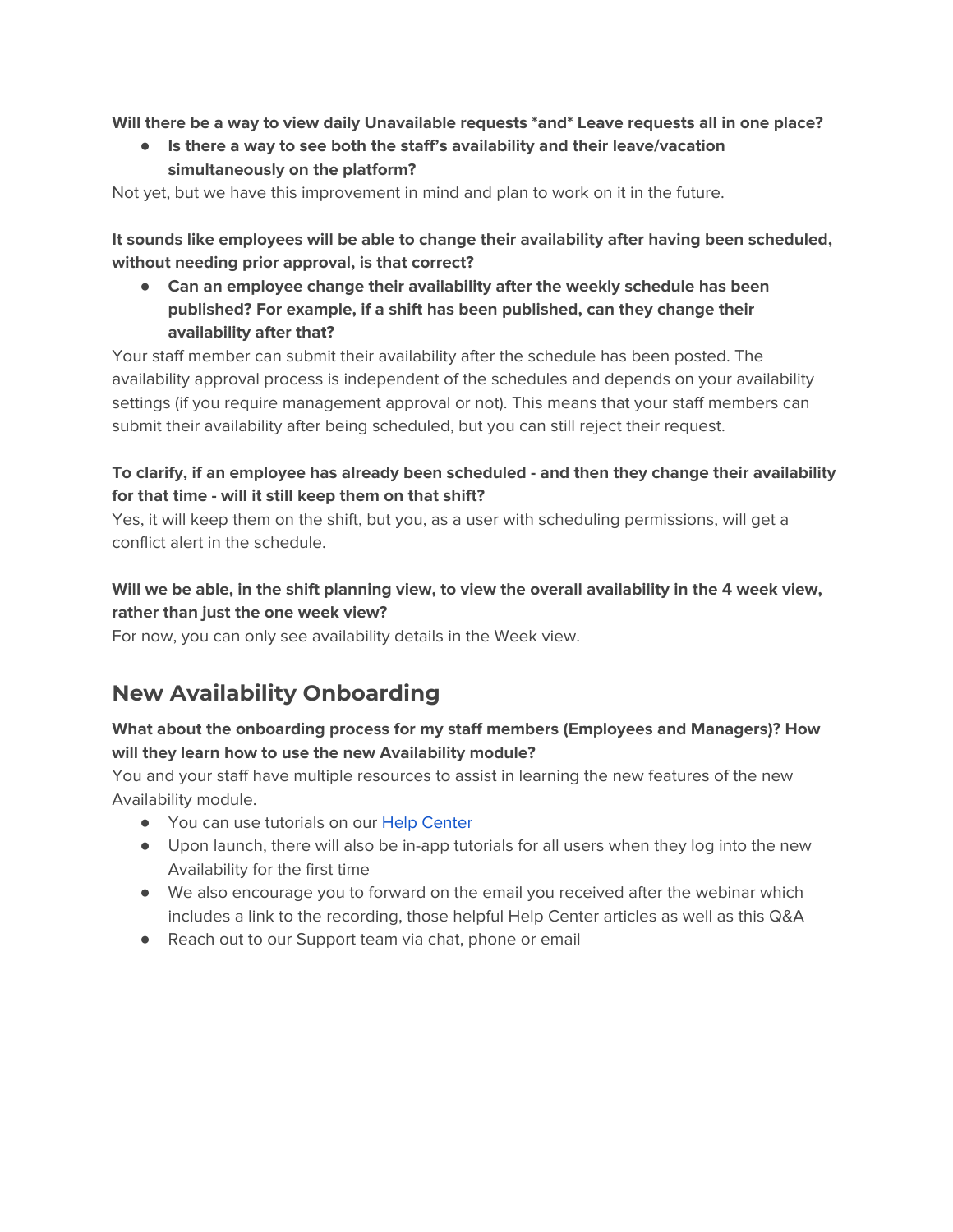**Will there be a way to view daily Unavailable requests *and* Leave requests all in one place?**

- **Is there a way to see both the staff's availability and their leave/vacation simultaneously on the platform?**

Not yet, but we have this improvement in mind and plan to work on it in the future.

**It sounds like employees will be able to change their availability after having been scheduled, without needing prior approval, is that correct?**

- **Can an employee change their availability after the weekly schedule has been published? For example, if a shift has been published, can they change their availability after that?**

Your staff member can submit their availability after the schedule has been posted. The availability approval process is independent of the schedules and depends on your availability settings (if you require management approval or not). This means that your staff members can submit their availability after being scheduled, but you can still reject their request.

**To clarify, if an employee has already been scheduled - and then they change their availability for that time - will it still keep them on that shift?**

Yes, it will keep them on the shift, but you, as a user with scheduling permissions, will get a conflict alert in the schedule.

**Will we be able, in the shift planning view, to view the overall availability in the 4 week view, rather than just the one week view?**

For now, you can only see availability details in the Week view.

## New Availability Onboarding

**What about the onboarding process for my staff members (Employees and Managers)? How will they learn how to use the new Availability module?**

You and your staff have multiple resources to assist in learning the new features of the new Availability module.

- You can use tutorials on our [Help Center]
- Upon launch, there will also be in-app tutorials for all users when they log into the new Availability for the first time
- We also encourage you to forward on the email you received after the webinar which includes a link to the recording, those helpful Help Center articles as well as this Q&A
- Reach out to our Support team via chat, phone or email